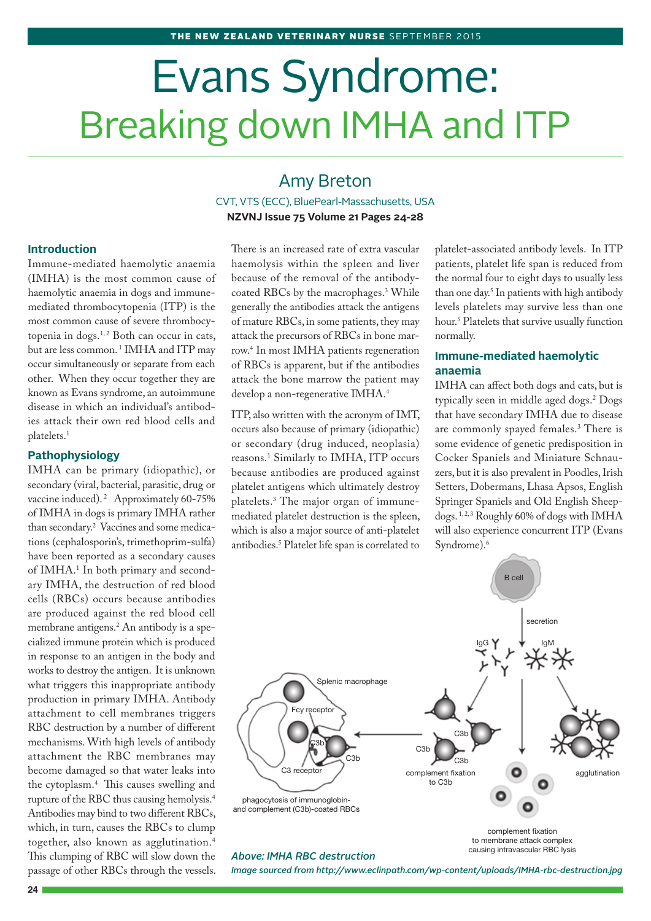# Evans Syndrome: Breaking down IMHA and ITP

## Amy Breton

CVT, VTS (ECC), BluePearl-Massachusetts, USA

**NZVNJ Issue 75 Volume 21 Pages 24-28**

### Introduction

Immune-mediated haemolytic anaemia (IMHA) is the most common cause of haemolytic anaemia in dogs and immune-mediated thrombocytopenia (ITP) is the most common cause of severe thrombocytopenia in dogs.[1,2] Both can occur in cats, but are less common.[1] IMHA and ITP may occur simultaneously or separate from each other. When they occur together they are known as Evans syndrome, an autoimmune disease in which an individual's antibodies attack their own red blood cells and platelets.[1]

### Pathophysiology

IMHA can be primary (idiopathic), or secondary (viral, bacterial, parasitic, drug or vaccine induced).[2] Approximately 60-75% of IMHA in dogs is primary IMHA rather than secondary.[2] Vaccines and some medications (cephalosporin's, trimethoprim-sulfa) have been reported as a secondary causes of IMHA.[1] In both primary and secondary IMHA, the destruction of red blood cells (RBCs) occurs because antibodies are produced against the red blood cell membrane antigens.[2] An antibody is a specialized immune protein which is produced in response to an antigen in the body and works to destroy the antigen. It is unknown what triggers this inappropriate antibody production in primary IMHA. Antibody attachment to cell membranes triggers RBC destruction by a number of different mechanisms. With high levels of antibody attachment the RBC membranes may become damaged so that water leaks into the cytoplasm.[4] This causes swelling and rupture of the RBC thus causing hemolysis.[4] Antibodies may bind to two different RBCs, which, in turn, causes the RBCs to clump together, also known as agglutination.[4] This clumping of RBC will slow down the passage of other RBCs through the vessels. There is an increased rate of extra vascular haemolysis within the spleen and liver because of the removal of the antibody-coated RBCs by the macrophages.[3] While generally the antibodies attack the antigens of mature RBCs, in some patients, they may attack the precursors of RBCs in bone marrow.[4] In most IMHA patients regeneration of RBCs is apparent, but if the antibodies attack the bone marrow the patient may develop a non-regenerative IMHA.[4]

ITP, also written with the acronym of IMT, occurs also because of primary (idiopathic) or secondary (drug induced, neoplasia) reasons.[1] Similarly to IMHA, ITP occurs because antibodies are produced against platelet antigens which ultimately destroy platelets.[3] The major organ of immune-mediated platelet destruction is the spleen, which is also a major source of anti-platelet antibodies.[5] Platelet life span is correlated to platelet-associated antibody levels. In ITP patients, platelet life span is reduced from the normal four to eight days to usually less than one day.[5] In patients with high antibody levels platelets may survive less than one hour.[5] Platelets that survive usually function normally.

### Immune-mediated haemolytic anaemia

IMHA can affect both dogs and cats, but is typically seen in middle aged dogs.[2] Dogs that have secondary IMHA due to disease are commonly spayed females.[3] There is some evidence of genetic predisposition in Cocker Spaniels and Miniature Schnauzers, but it is also prevalent in Poodles, Irish Setters, Dobermans, Lhasa Apsos, English Springer Spaniels and Old English Sheepdogs.[1,2,3] Roughly 60% of dogs with IMHA will also experience concurrent ITP (Evans Syndrome).[6]

*Above: IMHA RBC destruction*

*Image sourced from http://www.eclinpath.com/wp-content/uploads/IMHA-rbc-destruction.jpg*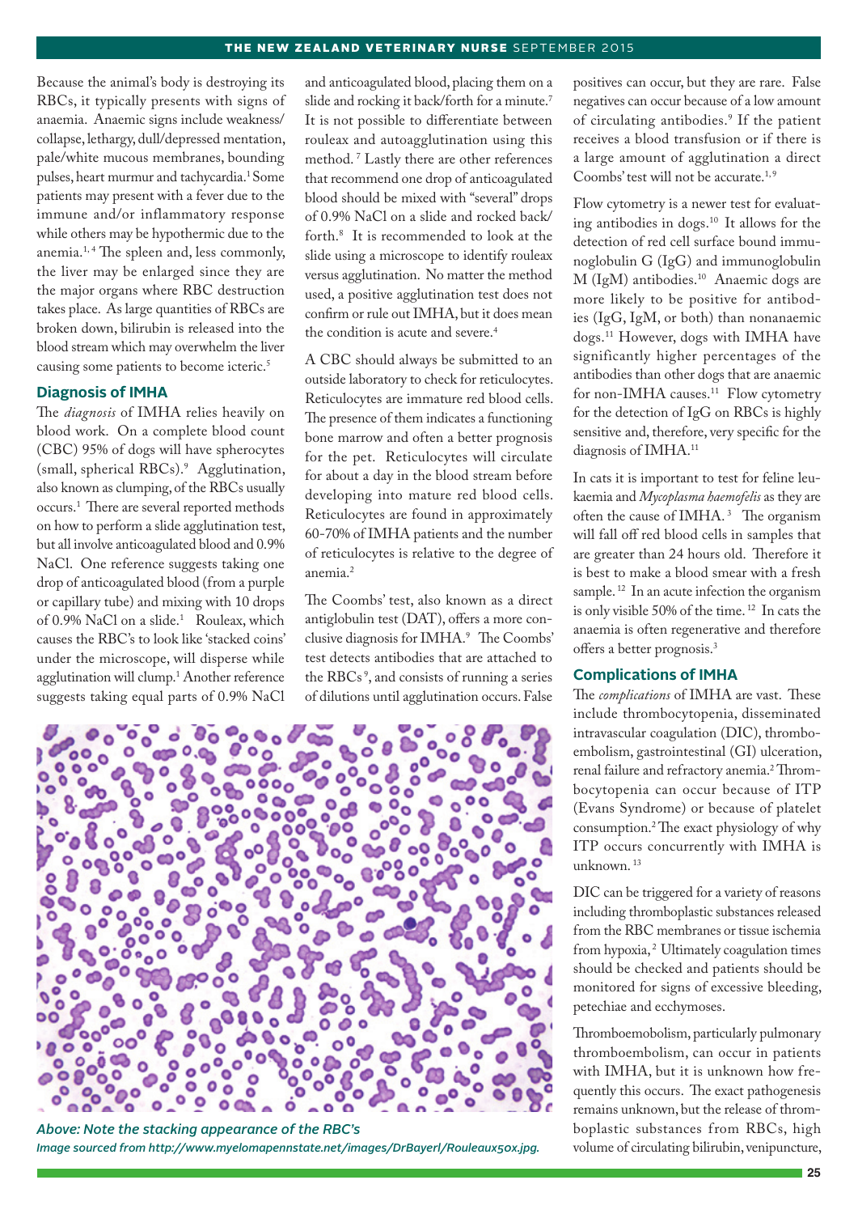Because the animal's body is destroying its RBCs, it typically presents with signs of anaemia. Anaemic signs include weakness/collapse, lethargy, dull/depressed mentation, pale/white mucous membranes, bounding pulses, heart murmur and tachycardia.[1] Some patients may present with a fever due to the immune and/or inflammatory response while others may be hypothermic due to the anemia.[1,4] The spleen and, less commonly, the liver may be enlarged since they are the major organs where RBC destruction takes place. As large quantities of RBCs are broken down, bilirubin is released into the blood stream which may overwhelm the liver causing some patients to become icteric.[5]

## Diagnosis of IMHA

The *diagnosis* of IMHA relies heavily on blood work. On a complete blood count (CBC) 95% of dogs will have spherocytes (small, spherical RBCs).[9] Agglutination, also known as clumping, of the RBCs usually occurs.[1] There are several reported methods on how to perform a slide agglutination test, but all involve anticoagulated blood and 0.9% NaCl. One reference suggests taking one drop of anticoagulated blood (from a purple or capillary tube) and mixing with 10 drops of 0.9% NaCl on a slide.[1] Rouleax, which causes the RBC's to look like 'stacked coins' under the microscope, will disperse while agglutination will clump.[1] Another reference suggests taking equal parts of 0.9% NaCl and anticoagulated blood, placing them on a slide and rocking it back/forth for a minute.[7] It is not possible to differentiate between rouleax and autoagglutination using this method.[7] Lastly there are other references that recommend one drop of anticoagulated blood should be mixed with "several" drops of 0.9% NaCl on a slide and rocked back/forth.[8] It is recommended to look at the slide using a microscope to identify rouleax versus agglutination. No matter the method used, a positive agglutination test does not confirm or rule out IMHA, but it does mean the condition is acute and severe.[4]

A CBC should always be submitted to an outside laboratory to check for reticulocytes. Reticulocytes are immature red blood cells. The presence of them indicates a functioning bone marrow and often a better prognosis for the pet. Reticulocytes will circulate for about a day in the blood stream before developing into mature red blood cells. Reticulocytes are found in approximately 60-70% of IMHA patients and the number of reticulocytes is relative to the degree of anemia.[2]

The Coombs' test, also known as a direct antiglobulin test (DAT), offers a more conclusive diagnosis for IMHA.[9] The Coombs' test detects antibodies that are attached to the RBCs[9], and consists of running a series of dilutions until agglutination occurs. False positives can occur, but they are rare. False negatives can occur because of a low amount of circulating antibodies.[9] If the patient receives a blood transfusion or if there is a large amount of agglutination a direct Coombs' test will not be accurate.[1,9]

Flow cytometry is a newer test for evaluating antibodies in dogs.[10] It allows for the detection of red cell surface bound immunoglobulin G (IgG) and immunoglobulin M (IgM) antibodies.[10] Anaemic dogs are more likely to be positive for antibodies (IgG, IgM, or both) than nonanaemic dogs.[11] However, dogs with IMHA have significantly higher percentages of the antibodies than other dogs that are anaemic for non-IMHA causes.[11] Flow cytometry for the detection of IgG on RBCs is highly sensitive and, therefore, very specific for the diagnosis of IMHA.[11]

In cats it is important to test for feline leukaemia and *Mycoplasma haemofelis* as they are often the cause of IMHA.[3] The organism will fall off red blood cells in samples that are greater than 24 hours old. Therefore it is best to make a blood smear with a fresh sample.[12] In an acute infection the organism is only visible 50% of the time.[12] In cats the anaemia is often regenerative and therefore offers a better prognosis.[3]

*Above: Note the stacking appearance of the RBC's*
*Image sourced from http://www.myelomapennstate.net/images/DrBayerl/Rouleaux50x.jpg.*

## Complications of IMHA

The *complications* of IMHA are vast. These include thrombocytopenia, disseminated intravascular coagulation (DIC), thromboembolism, gastrointestinal (GI) ulceration, renal failure and refractory anemia.[2] Thrombocytopenia can occur because of ITP (Evans Syndrome) or because of platelet consumption.[2] The exact physiology of why ITP occurs concurrently with IMHA is unknown.[13]

DIC can be triggered for a variety of reasons including thromboplastic substances released from the RBC membranes or tissue ischemia from hypoxia,[2] Ultimately coagulation times should be checked and patients should be monitored for signs of excessive bleeding, petechiae and ecchymoses.

Thromboemobolism, particularly pulmonary thromboembolism, can occur in patients with IMHA, but it is unknown how frequently this occurs. The exact pathogenesis remains unknown, but the release of thromboplastic substances from RBCs, high volume of circulating bilirubin, venipuncture,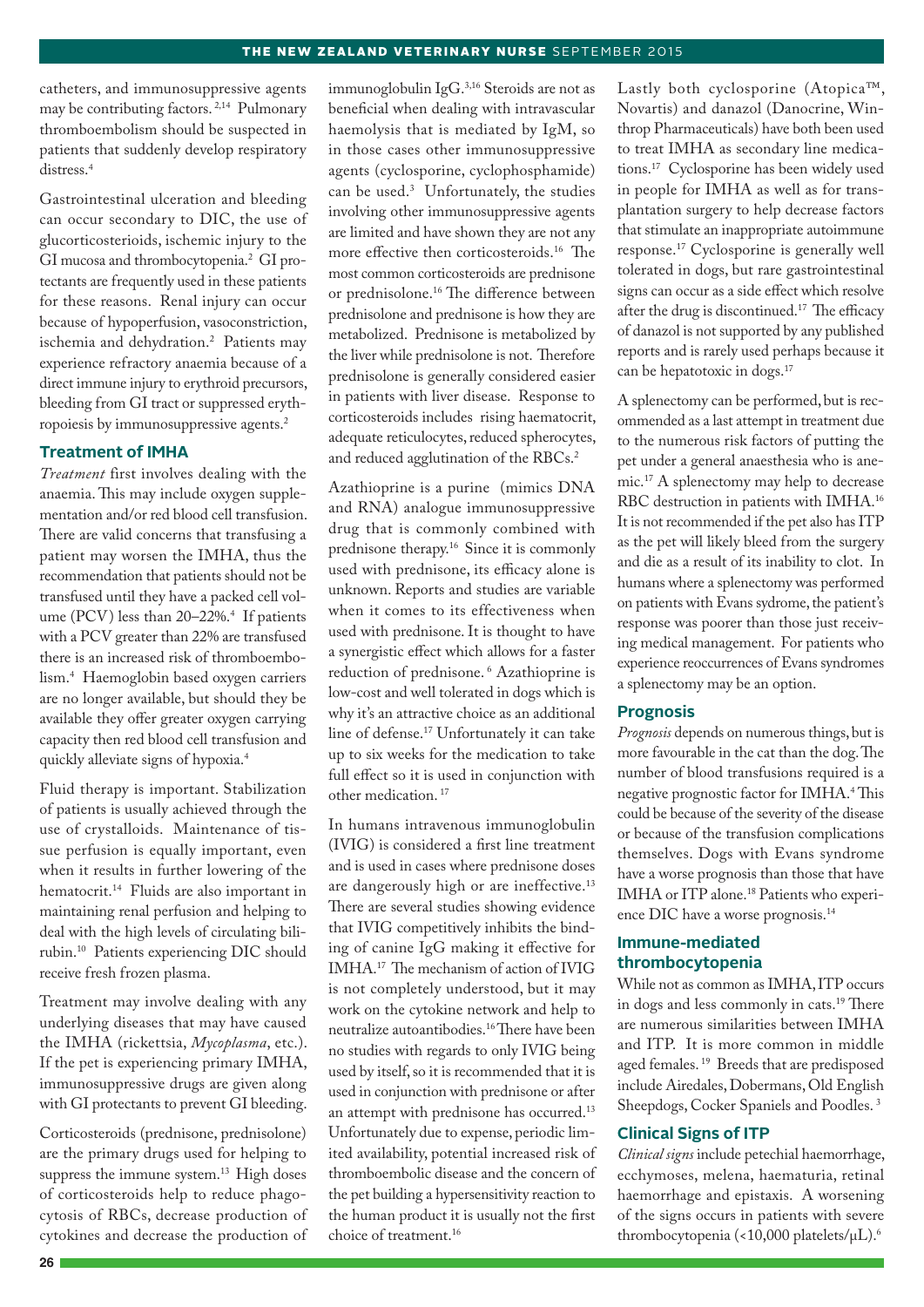catheters, and immunosuppressive agents may be contributing factors.[2,14] Pulmonary thromboembolism should be suspected in patients that suddenly develop respiratory distress.[4]

Gastrointestinal ulceration and bleeding can occur secondary to DIC, the use of glucorticosterioids, ischemic injury to the GI mucosa and thrombocytopenia.[2] GI protectants are frequently used in these patients for these reasons. Renal injury can occur because of hypoperfusion, vasoconstriction, ischemia and dehydration.[2] Patients may experience refractory anaemia because of a direct immune injury to erythroid precursors, bleeding from GI tract or suppressed erythropoiesis by immunosuppressive agents.[2]

## Treatment of IMHA

*Treatment* first involves dealing with the anaemia. This may include oxygen supplementation and/or red blood cell transfusion. There are valid concerns that transfusing a patient may worsen the IMHA, thus the recommendation that patients should not be transfused until they have a packed cell volume (PCV) less than 20–22%.[4] If patients with a PCV greater than 22% are transfused there is an increased risk of thromboembolism.[4] Haemoglobin based oxygen carriers are no longer available, but should they be available they offer greater oxygen carrying capacity then red blood cell transfusion and quickly alleviate signs of hypoxia.[4]

Fluid therapy is important. Stabilization of patients is usually achieved through the use of crystalloids. Maintenance of tissue perfusion is equally important, even when it results in further lowering of the hematocrit.[14] Fluids are also important in maintaining renal perfusion and helping to deal with the high levels of circulating bilirubin.[10] Patients experiencing DIC should receive fresh frozen plasma.

Treatment may involve dealing with any underlying diseases that may have caused the IMHA (rickettsia, *Mycoplasma*, etc.). If the pet is experiencing primary IMHA, immunosuppressive drugs are given along with GI protectants to prevent GI bleeding.

Corticosteroids (prednisone, prednisolone) are the primary drugs used for helping to suppress the immune system.[13] High doses of corticosteroids help to reduce phagocytosis of RBCs, decrease production of cytokines and decrease the production of immunoglobulin IgG.[3,16] Steroids are not as beneficial when dealing with intravascular haemolysis that is mediated by IgM, so in those cases other immunosuppressive agents (cyclosporine, cyclophosphamide) can be used.[3] Unfortunately, the studies involving other immunosuppressive agents are limited and have shown they are not any more effective then corticosteroids.[16] The most common corticosteroids are prednisone or prednisolone.[16] The difference between prednisolone and prednisone is how they are metabolized. Prednisone is metabolized by the liver while prednisolone is not. Therefore prednisolone is generally considered easier in patients with liver disease. Response to corticosteroids includes rising haematocrit, adequate reticulocytes, reduced spherocytes, and reduced agglutination of the RBCs.[2]

Azathioprine is a purine (mimics DNA and RNA) analogue immunosuppressive drug that is commonly combined with prednisone therapy.[16] Since it is commonly used with prednisone, its efficacy alone is unknown. Reports and studies are variable when it comes to its effectiveness when used with prednisone. It is thought to have a synergistic effect which allows for a faster reduction of prednisone.[6] Azathioprine is low-cost and well tolerated in dogs which is why it's an attractive choice as an additional line of defense.[17] Unfortunately it can take up to six weeks for the medication to take full effect so it is used in conjunction with other medication.[17]

In humans intravenous immunoglobulin (IVIG) is considered a first line treatment and is used in cases where prednisone doses are dangerously high or are ineffective.[13] There are several studies showing evidence that IVIG competitively inhibits the binding of canine IgG making it effective for IMHA.[17] The mechanism of action of IVIG is not completely understood, but it may work on the cytokine network and help to neutralize autoantibodies.[16] There have been no studies with regards to only IVIG being used by itself, so it is recommended that it is used in conjunction with prednisone or after an attempt with prednisone has occurred.[13] Unfortunately due to expense, periodic limited availability, potential increased risk of thromboembolic disease and the concern of the pet building a hypersensitivity reaction to the human product it is usually not the first choice of treatment.[16]

Lastly both cyclosporine (Atopica™, Novartis) and danazol (Danocrine, Winthrop Pharmaceuticals) have both been used to treat IMHA as secondary line medications.[17] Cyclosporine has been widely used in people for IMHA as well as for transplantation surgery to help decrease factors that stimulate an inappropriate autoimmune response.[17] Cyclosporine is generally well tolerated in dogs, but rare gastrointestinal signs can occur as a side effect which resolve after the drug is discontinued.[17] The efficacy of danazol is not supported by any published reports and is rarely used perhaps because it can be hepatotoxic in dogs.[17]

A splenectomy can be performed, but is recommended as a last attempt in treatment due to the numerous risk factors of putting the pet under a general anaesthesia who is anemic.[17] A splenectomy may help to decrease RBC destruction in patients with IMHA.[16] It is not recommended if the pet also has ITP as the pet will likely bleed from the surgery and die as a result of its inability to clot. In humans where a splenectomy was performed on patients with Evans sydrome, the patient's response was poorer than those just receiving medical management. For patients who experience reoccurrences of Evans syndromes a splenectomy may be an option.

## Prognosis

*Prognosis* depends on numerous things, but is more favourable in the cat than the dog. The number of blood transfusions required is a negative prognostic factor for IMHA.[4] This could be because of the severity of the disease or because of the transfusion complications themselves. Dogs with Evans syndrome have a worse prognosis than those that have IMHA or ITP alone.[18] Patients who experience DIC have a worse prognosis.[14]

## Immune-mediated thrombocytopenia

While not as common as IMHA, ITP occurs in dogs and less commonly in cats.[19] There are numerous similarities between IMHA and ITP. It is more common in middle aged females.[19] Breeds that are predisposed include Airedales, Dobermans, Old English Sheepdogs, Cocker Spaniels and Poodles.[3]

## Clinical Signs of ITP

*Clinical signs* include petechial haemorrhage, ecchymoses, melena, haematuria, retinal haemorrhage and epistaxis. A worsening of the signs occurs in patients with severe thrombocytopenia (<10,000 platelets/μL).[6]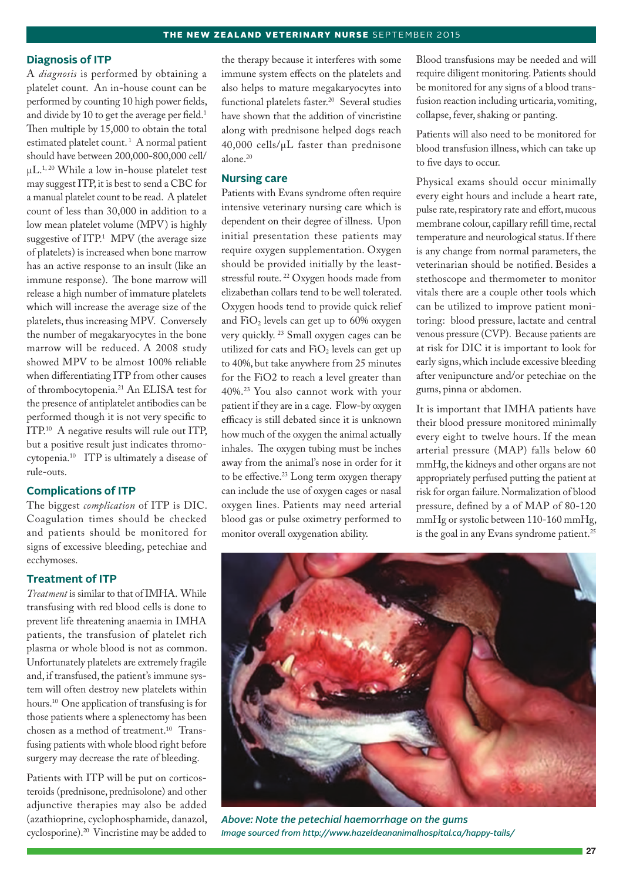## Diagnosis of ITP

A *diagnosis* is performed by obtaining a platelet count. An in-house count can be performed by counting 10 high power fields, and divide by 10 to get the average per field.[1] Then multiple by 15,000 to obtain the total estimated platelet count.[1] A normal patient should have between 200,000-800,000 cell/µL.[1, 20] While a low in-house platelet test may suggest ITP, it is best to send a CBC for a manual platelet count to be read. A platelet count of less than 30,000 in addition to a low mean platelet volume (MPV) is highly suggestive of ITP.[1] MPV (the average size of platelets) is increased when bone marrow has an active response to an insult (like an immune response). The bone marrow will release a high number of immature platelets which will increase the average size of the platelets, thus increasing MPV. Conversely the number of megakaryocytes in the bone marrow will be reduced. A 2008 study showed MPV to be almost 100% reliable when differentiating ITP from other causes of thrombocytopenia.[21] An ELISA test for the presence of antiplatelet antibodies can be performed though it is not very specific to ITP.[10] A negative results will rule out ITP, but a positive result just indicates thromocytopenia.[10] ITP is ultimately a disease of rule-outs.

## Complications of ITP

The biggest *complication* of ITP is DIC. Coagulation times should be checked and patients should be monitored for signs of excessive bleeding, petechiae and ecchymoses.

## Treatment of ITP

*Treatment* is similar to that of IMHA. While transfusing with red blood cells is done to prevent life threatening anaemia in IMHA patients, the transfusion of platelet rich plasma or whole blood is not as common. Unfortunately platelets are extremely fragile and, if transfused, the patient's immune system will often destroy new platelets within hours.[10] One application of transfusing is for those patients where a splenectomy has been chosen as a method of treatment.[10] Transfusing patients with whole blood right before surgery may decrease the rate of bleeding.

Patients with ITP will be put on corticosteroids (prednisone, prednisolone) and other adjunctive therapies may also be added (azathioprine, cyclophosphamide, danazol, cyclosporine).[20] Vincristine may be added to the therapy because it interferes with some immune system effects on the platelets and also helps to mature megakaryocytes into functional platelets faster.[20] Several studies have shown that the addition of vincristine along with prednisone helped dogs reach 40,000 cells/µL faster than prednisone alone.[20]

## Nursing care

Patients with Evans syndrome often require intensive veterinary nursing care which is dependent on their degree of illness. Upon initial presentation these patients may require oxygen supplementation. Oxygen should be provided initially by the least-stressful route.[22] Oxygen hoods made from elizabethan collars tend to be well tolerated. Oxygen hoods tend to provide quick relief and $FiO_2$ levels can get up to 60% oxygen very quickly.[23] Small oxygen cages can be utilized for cats and $FiO_2$ levels can get up to 40%, but take anywhere from 25 minutes for the FiO2 to reach a level greater than 40%.[23] You also cannot work with your patient if they are in a cage. Flow-by oxygen efficacy is still debated since it is unknown how much of the oxygen the animal actually inhales. The oxygen tubing must be inches away from the animal's nose in order for it to be effective.[23] Long term oxygen therapy can include the use of oxygen cages or nasal oxygen lines. Patients may need arterial blood gas or pulse oximetry performed to monitor overall oxygenation ability.

Blood transfusions may be needed and will require diligent monitoring. Patients should be monitored for any signs of a blood transfusion reaction including urticaria, vomiting, collapse, fever, shaking or panting.

Patients will also need to be monitored for blood transfusion illness, which can take up to five days to occur.

Physical exams should occur minimally every eight hours and include a heart rate, pulse rate, respiratory rate and effort, mucous membrane colour, capillary refill time, rectal temperature and neurological status. If there is any change from normal parameters, the veterinarian should be notified. Besides a stethoscope and thermometer to monitor vitals there are a couple other tools which can be utilized to improve patient monitoring: blood pressure, lactate and central venous pressure (CVP). Because patients are at risk for DIC it is important to look for early signs, which include excessive bleeding after venipuncture and/or petechiae on the gums, pinna or abdomen.

It is important that IMHA patients have their blood pressure monitored minimally every eight to twelve hours. If the mean arterial pressure (MAP) falls below 60 mmHg, the kidneys and other organs are not appropriately perfused putting the patient at risk for organ failure. Normalization of blood pressure, defined by a of MAP of 80-120 mmHg or systolic between 110-160 mmHg, is the goal in any Evans syndrome patient.[25]

*Above: Note the petechial haemorrhage on the gums*
*Image sourced from http://www.hazeldeananimalhospital.ca/happy-tails/*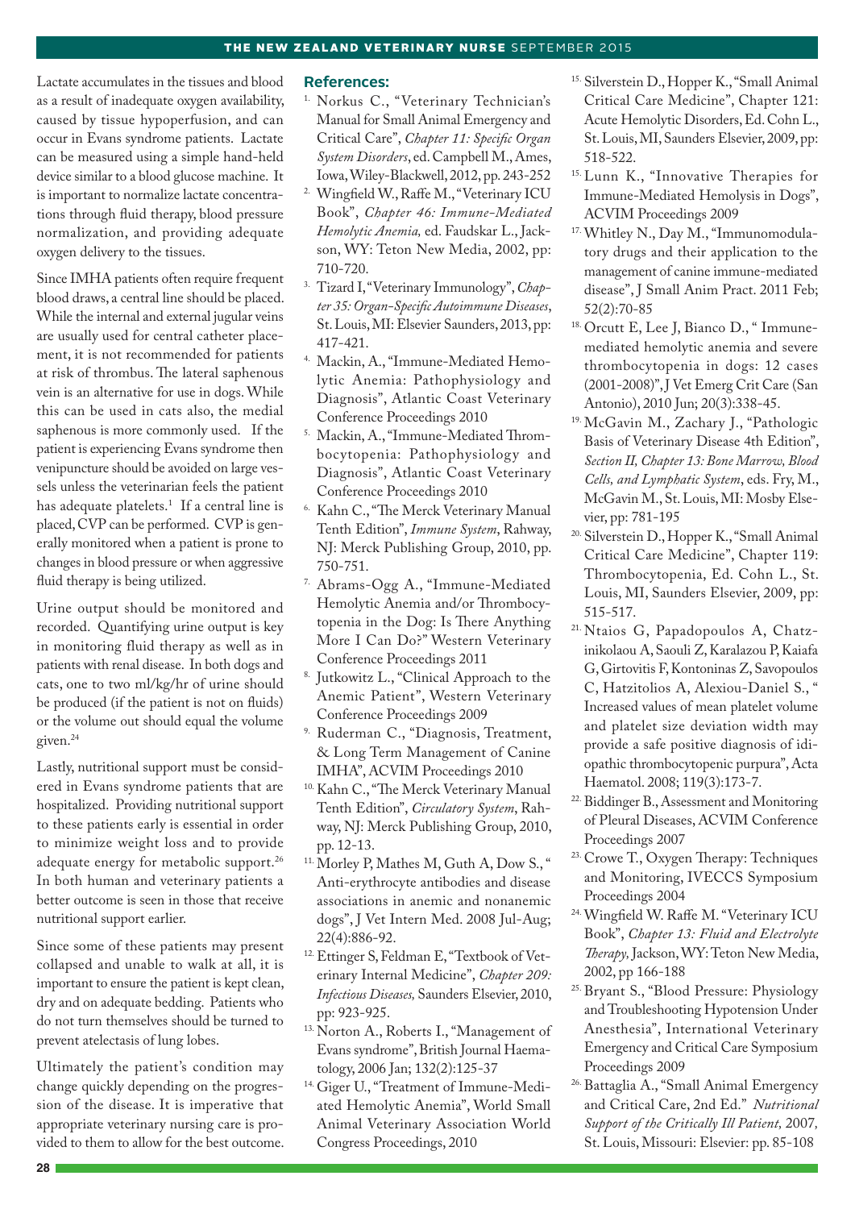Lactate accumulates in the tissues and blood as a result of inadequate oxygen availability, caused by tissue hypoperfusion, and can occur in Evans syndrome patients. Lactate can be measured using a simple hand-held device similar to a blood glucose machine. It is important to normalize lactate concentrations through fluid therapy, blood pressure normalization, and providing adequate oxygen delivery to the tissues.

Since IMHA patients often require frequent blood draws, a central line should be placed. While the internal and external jugular veins are usually used for central catheter placement, it is not recommended for patients at risk of thrombus. The lateral saphenous vein is an alternative for use in dogs. While this can be used in cats also, the medial saphenous is more commonly used. If the patient is experiencing Evans syndrome then venipuncture should be avoided on large vessels unless the veterinarian feels the patient has adequate platelets.[1] If a central line is placed, CVP can be performed. CVP is generally monitored when a patient is prone to changes in blood pressure or when aggressive fluid therapy is being utilized.

Urine output should be monitored and recorded. Quantifying urine output is key in monitoring fluid therapy as well as in patients with renal disease. In both dogs and cats, one to two ml/kg/hr of urine should be produced (if the patient is not on fluids) or the volume out should equal the volume given.[24]

Lastly, nutritional support must be considered in Evans syndrome patients that are hospitalized. Providing nutritional support to these patients early is essential in order to minimize weight loss and to provide adequate energy for metabolic support.[26] In both human and veterinary patients a better outcome is seen in those that receive nutritional support earlier.

Since some of these patients may present collapsed and unable to walk at all, it is important to ensure the patient is kept clean, dry and on adequate bedding. Patients who do not turn themselves should be turned to prevent atelectasis of lung lobes.

Ultimately the patient's condition may change quickly depending on the progression of the disease. It is imperative that appropriate veterinary nursing care is provided to them to allow for the best outcome.

## References:

1. Norkus C., "Veterinary Technician's Manual for Small Animal Emergency and Critical Care", *Chapter 11: Specific Organ System Disorders*, ed. Campbell M., Ames, Iowa, Wiley-Blackwell, 2012, pp. 243-252
2. Wingfield W., Raffe M., "Veterinary ICU Book", *Chapter 46: Immune-Mediated Hemolytic Anemia,* ed. Faudskar L., Jackson, WY: Teton New Media, 2002, pp: 710-720.
3. Tizard I, "Veterinary Immunology", *Chapter 35: Organ-Specific Autoimmune Diseases*, St. Louis, MI: Elsevier Saunders, 2013, pp: 417-421.
4. Mackin, A., "Immune-Mediated Hemolytic Anemia: Pathophysiology and Diagnosis", Atlantic Coast Veterinary Conference Proceedings 2010
5. Mackin, A., "Immune-Mediated Thrombocytopenia: Pathophysiology and Diagnosis", Atlantic Coast Veterinary Conference Proceedings 2010
6. Kahn C., "The Merck Veterinary Manual Tenth Edition", *Immune System*, Rahway, NJ: Merck Publishing Group, 2010, pp. 750-751.
7. Abrams-Ogg A., "Immune-Mediated Hemolytic Anemia and/or Thrombocytopenia in the Dog: Is There Anything More I Can Do?" Western Veterinary Conference Proceedings 2011
8. Jutkowitz L., "Clinical Approach to the Anemic Patient", Western Veterinary Conference Proceedings 2009
9. Ruderman C., "Diagnosis, Treatment, & Long Term Management of Canine IMHA", ACVIM Proceedings 2010
10. Kahn C., "The Merck Veterinary Manual Tenth Edition", *Circulatory System*, Rahway, NJ: Merck Publishing Group, 2010, pp. 12-13.
11. Morley P, Mathes M, Guth A, Dow S., "Anti-erythrocyte antibodies and disease associations in anemic and nonanemic dogs", J Vet Intern Med. 2008 Jul-Aug; 22(4):886-92.
12. Ettinger S, Feldman E, "Textbook of Veterinary Internal Medicine", *Chapter 209: Infectious Diseases,* Saunders Elsevier, 2010, pp: 923-925.
13. Norton A., Roberts I., "Management of Evans syndrome", British Journal Haematology, 2006 Jan; 132(2):125-37
14. Giger U., "Treatment of Immune-Mediated Hemolytic Anemia", World Small Animal Veterinary Association World Congress Proceedings, 2010
15. Silverstein D., Hopper K., "Small Animal Critical Care Medicine", Chapter 121: Acute Hemolytic Disorders, Ed. Cohn L., St. Louis, MI, Saunders Elsevier, 2009, pp: 518-522.
15. Lunn K., "Innovative Therapies for Immune-Mediated Hemolysis in Dogs", ACVIM Proceedings 2009
17. Whitley N., Day M., "Immunomodulatory drugs and their application to the management of canine immune-mediated disease", J Small Anim Pract. 2011 Feb; 52(2):70-85
18. Orcutt E, Lee J, Bianco D., " Immune-mediated hemolytic anemia and severe thrombocytopenia in dogs: 12 cases (2001-2008)", J Vet Emerg Crit Care (San Antonio), 2010 Jun; 20(3):338-45.
19. McGavin M., Zachary J., "Pathologic Basis of Veterinary Disease 4th Edition", *Section II, Chapter 13: Bone Marrow, Blood Cells, and Lymphatic System*, eds. Fry, M., McGavin M., St. Louis, MI: Mosby Elsevier, pp: 781-195
20. Silverstein D., Hopper K., "Small Animal Critical Care Medicine", Chapter 119: Thrombocytopenia, Ed. Cohn L., St. Louis, MI, Saunders Elsevier, 2009, pp: 515-517.
21. Ntaios G, Papadopoulos A, Chatzinikolaou A, Saouli Z, Karalazou P, Kaiafa G, Girtovitis F, Kontoninas Z, Savopoulos C, Hatzitolios A, Alexiou-Daniel S., " Increased values of mean platelet volume and platelet size deviation width may provide a safe positive diagnosis of idiopathic thrombocytopenic purpura", Acta Haematol. 2008; 119(3):173-7.
22. Biddinger B., Assessment and Monitoring of Pleural Diseases, ACVIM Conference Proceedings 2007
23. Crowe T., Oxygen Therapy: Techniques and Monitoring, IVECCS Symposium Proceedings 2004
24. Wingfield W. Raffe M. "Veterinary ICU Book", *Chapter 13: Fluid and Electrolyte Therapy,* Jackson, WY: Teton New Media, 2002, pp 166-188
25. Bryant S., "Blood Pressure: Physiology and Troubleshooting Hypotension Under Anesthesia", International Veterinary Emergency and Critical Care Symposium Proceedings 2009
26. Battaglia A., "Small Animal Emergency and Critical Care, 2nd Ed." *Nutritional Support of the Critically Ill Patient,* 2007, St. Louis, Missouri: Elsevier: pp. 85-108